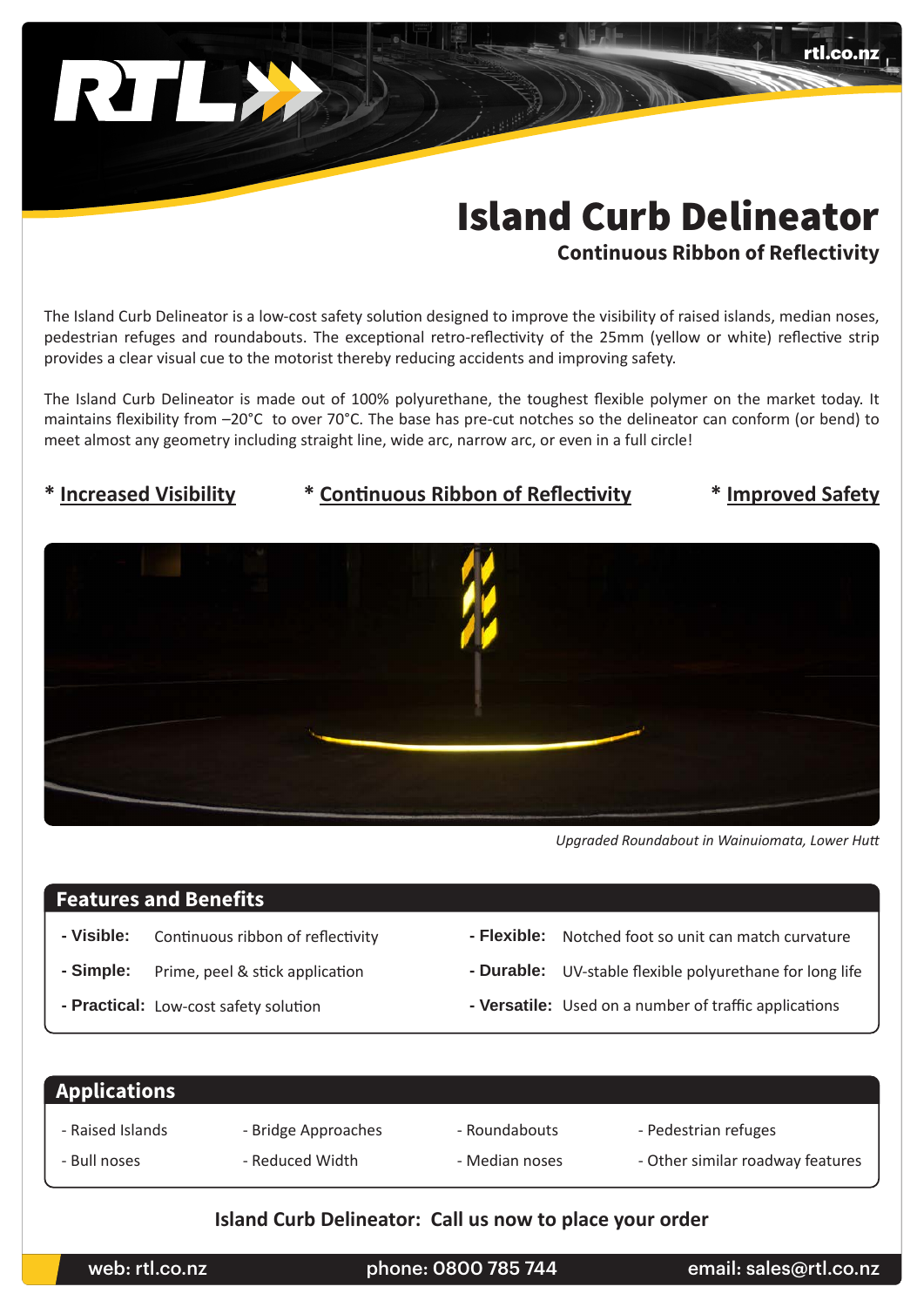RTL

rtl.co.nz

# Island Curb Delineator

### Continuous Ribbon of Reflectivity

The Island Curb Delineator is a low-cost safety solution designed to improve the visibility of raised islands, median noses, pedestrian refuges and roundabouts. The exceptional retro-reflectivity of the 25mm (yellow or white) reflective strip provides a clear visual cue to the motorist thereby reducing accidents and improving safety.

The Island Curb Delineator is made out of 100% polyurethane, the toughest flexible polymer on the market today. It maintains flexibility from –20°C to over 70°C. The base has pre-cut notches so the delineator can conform (or bend) to meet almost any geometry including straight line, wide arc, narrow arc, or even in a full circle!

\* **Increased Visibility** \* **Continuous Ribbon of Reflectivity** \* **Improved Safety**

*Upgraded Roundabout in Wainuiomata, Lower Hutt*

## Features and Benefits

- **Visible:** Continuous ribbon of reflectivity
- **Simple:** Prime, peel & stick application
- **Practical:** Low-cost safety solution
- **Flexible:** Notched foot so unit can match curvature
- **Durable:** UV-stable flexible polyurethane for long life
- **Versatile:** Used on a number of traffic applications

## Applications

- Raised Islands
- Bull noses
- Bridge Approaches
- Reduced Width
- Roundabouts
- Median noses
- Pedestrian refuges
- Other similar roadway features

**Island Curb Delineator: Call us now to place your order**

web: rtl.co.nz phone: 0800 785 744 email: sales@rtl.co.nz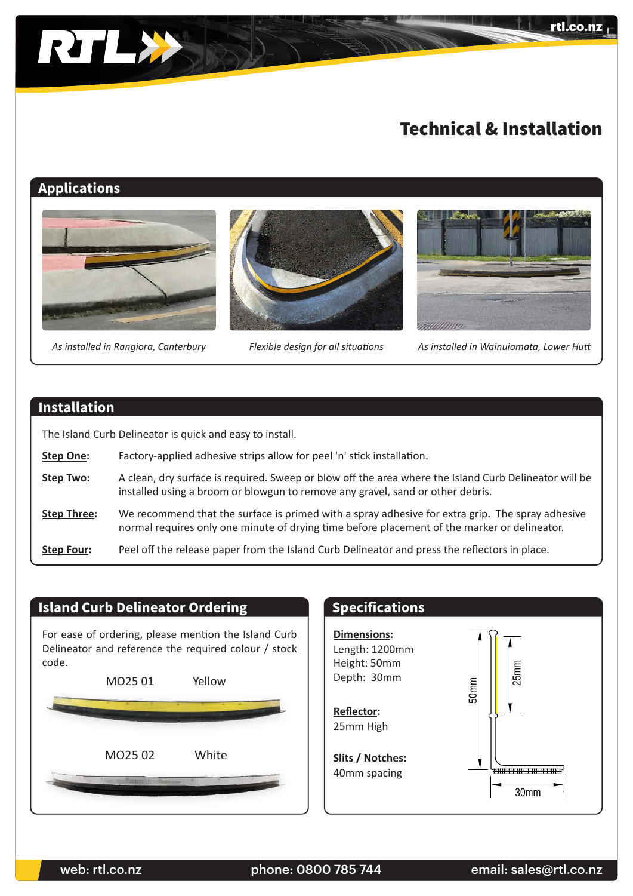# Technical & Installation

## Applications

*As installed in Rangiora, Canterbury*

*Flexible design for all situations*

*As installed in Wainuiomata, Lower Hutt*

## Installation

The Island Curb Delineator is quick and easy to install.

**Step One:** Factory-applied adhesive strips allow for peel 'n' stick installation.

**Step Two:** A clean, dry surface is required. Sweep or blow off the area where the Island Curb Delineator will be installed using a broom or blowgun to remove any gravel, sand or other debris.

**Step Three:** We recommend that the surface is primed with a spray adhesive for extra grip. The spray adhesive normal requires only one minute of drying time before placement of the marker or delineator.

**Step Four:** Peel off the release paper from the Island Curb Delineator and press the reflectors in place.

## Island Curb Delineator Ordering

For ease of ordering, please mention the Island Curb Delineator and reference the required colour / stock code.

| | |
|---|---|
| MO25 01 | Yellow |
| MO25 02 | White |

## Specifications

**Dimensions:**
Length: 1200mm
Height: 50mm
Depth: 30mm

**Reflector:**
25mm High

**Slits / Notches:**
40mm spacing

50mm
25mm
30mm

web: rtl.co.nz phone: 0800 785 744 email: sales@rtl.co.nz